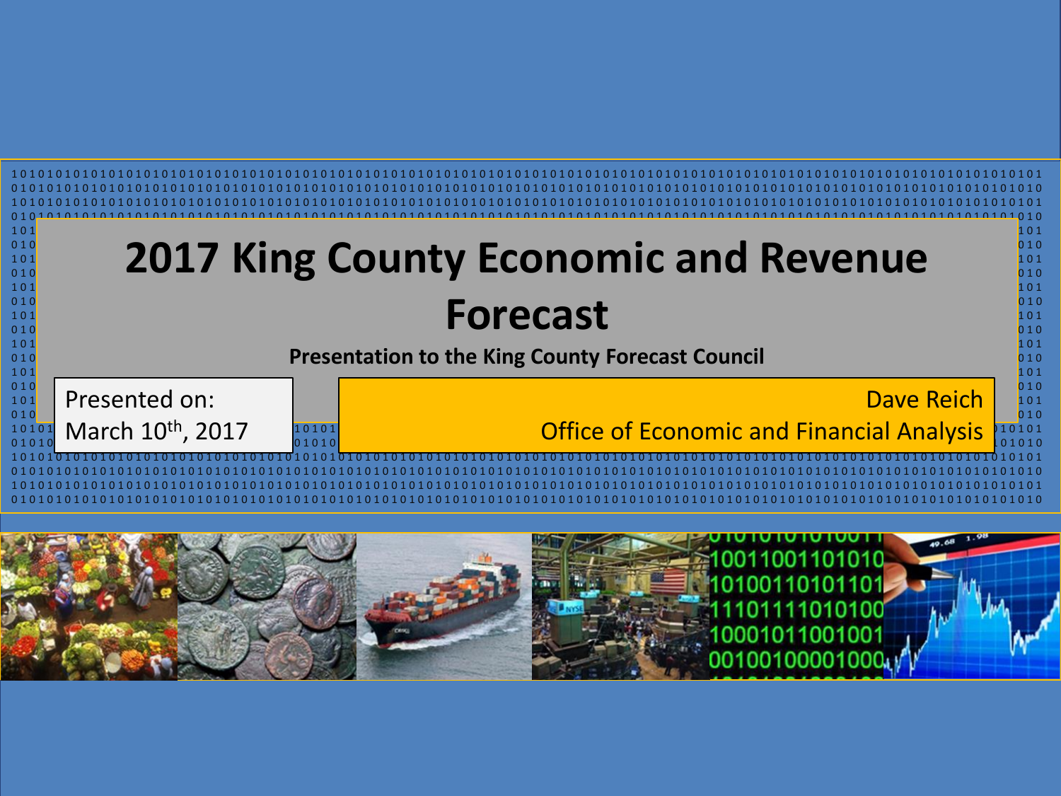# 2017 King County Economic and Revenue Forecast

**Presentation to the King County Forecast Council**

Presented on:
March 10th, 2017

Dave Reich
Office of Economic and Financial Analysis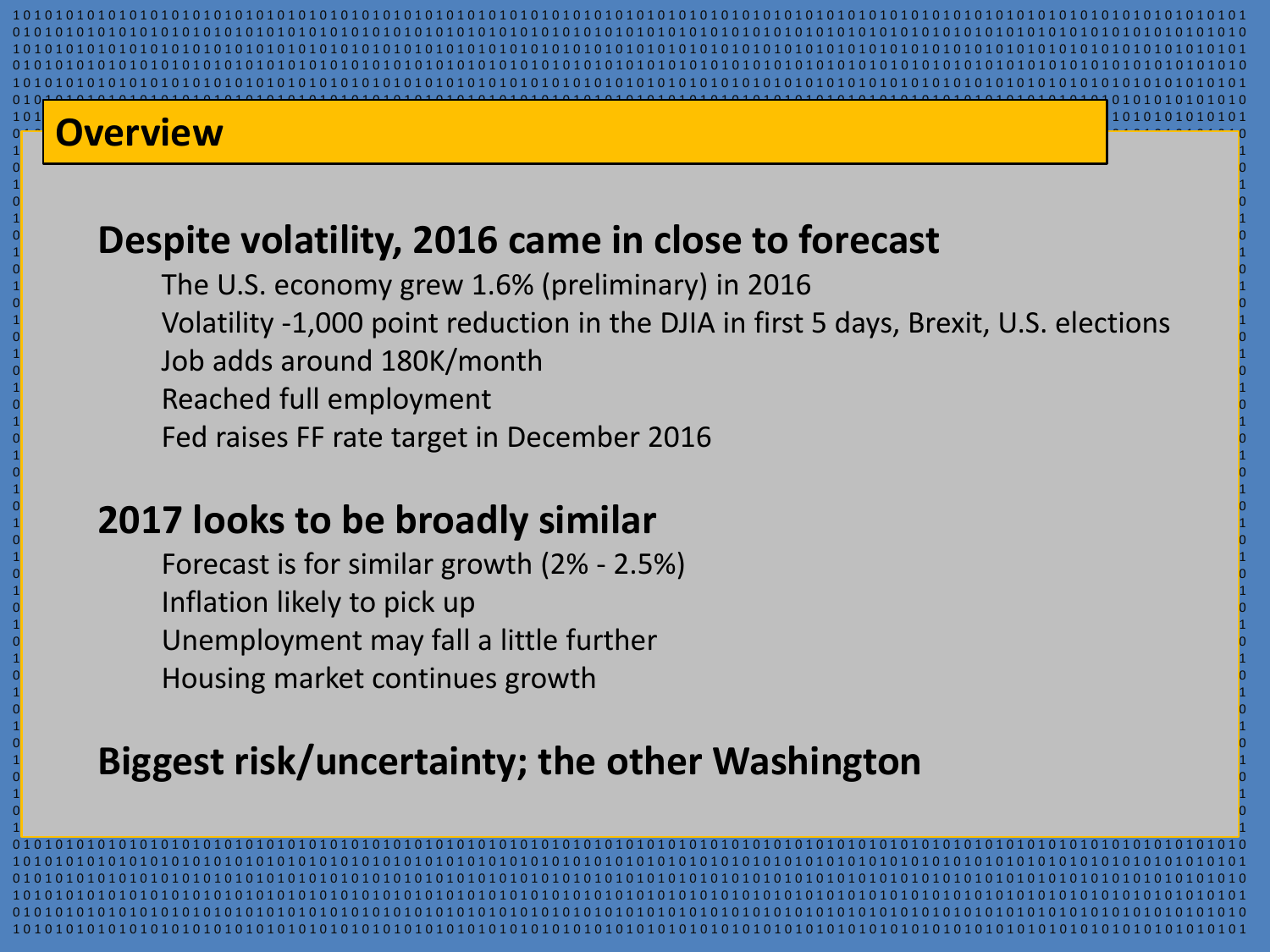# Overview

## Despite volatility, 2016 came in close to forecast

- The U.S. economy grew 1.6% (preliminary) in 2016
- Volatility -1,000 point reduction in the DJIA in first 5 days, Brexit, U.S. elections
- Job adds around 180K/month
- Reached full employment
- Fed raises FF rate target in December 2016

## 2017 looks to be broadly similar

- Forecast is for similar growth (2% - 2.5%)
- Inflation likely to pick up
- Unemployment may fall a little further
- Housing market continues growth

## Biggest risk/uncertainty; the other Washington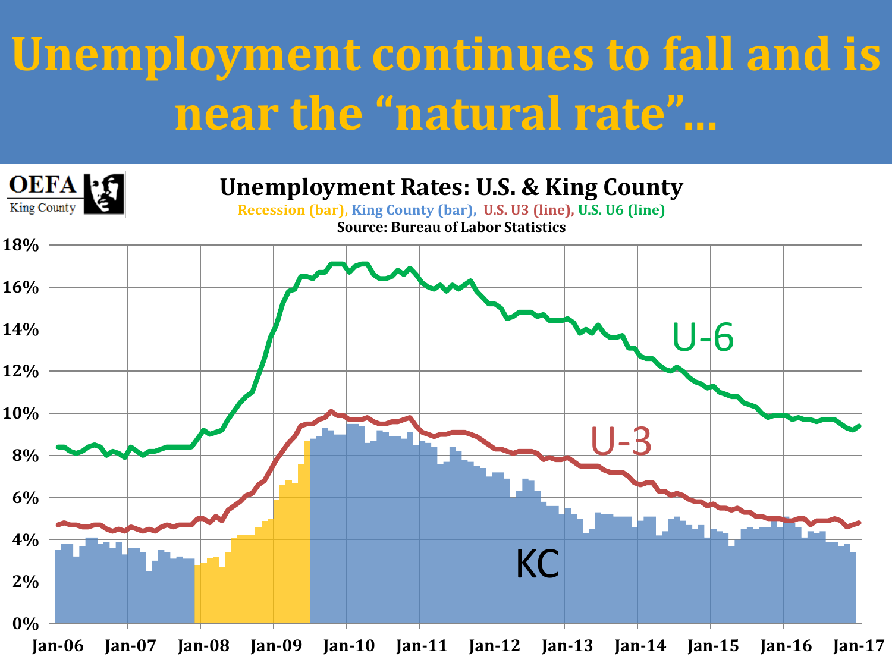# Unemployment continues to fall and is near the "natural rate"...

OEFA King County

**Unemployment Rates: U.S. & King County**

Recession (bar), King County (bar), U.S. U3 (line), U.S. U6 (line)

Source: Bureau of Labor Statistics

18%
16%
14%
12%
10%
8%
6%
4%
2%
0%

Jan-06 Jan-07 Jan-08 Jan-09 Jan-10 Jan-11 Jan-12 Jan-13 Jan-14 Jan-15 Jan-16 Jan-17

U-6

U-3

KC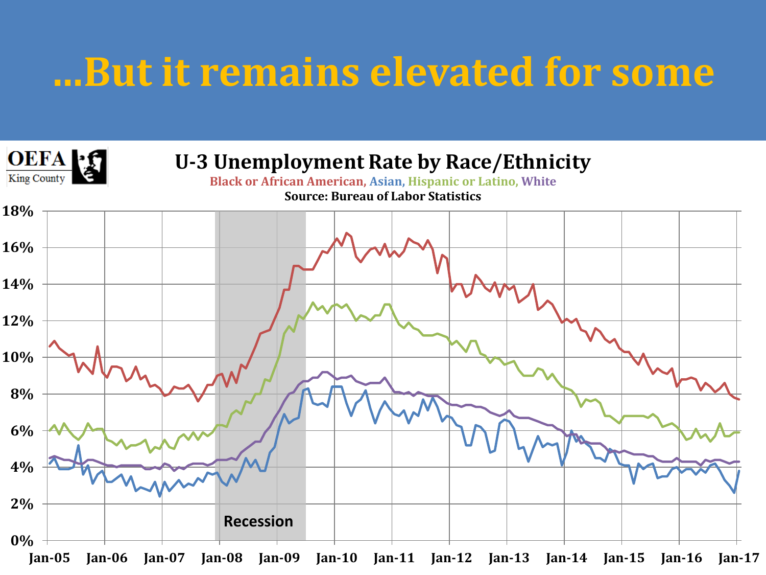# ...But it remains elevated for some

OEFA King County

U-3 Unemployment Rate by Race/Ethnicity

Black or African American, Asian, Hispanic or Latino, White

Source: Bureau of Labor Statistics

18%
16%
14%
12%
10%
8%
6%
4%
2%
0%

Recession

Jan-05 Jan-06 Jan-07 Jan-08 Jan-09 Jan-10 Jan-11 Jan-12 Jan-13 Jan-14 Jan-15 Jan-16 Jan-17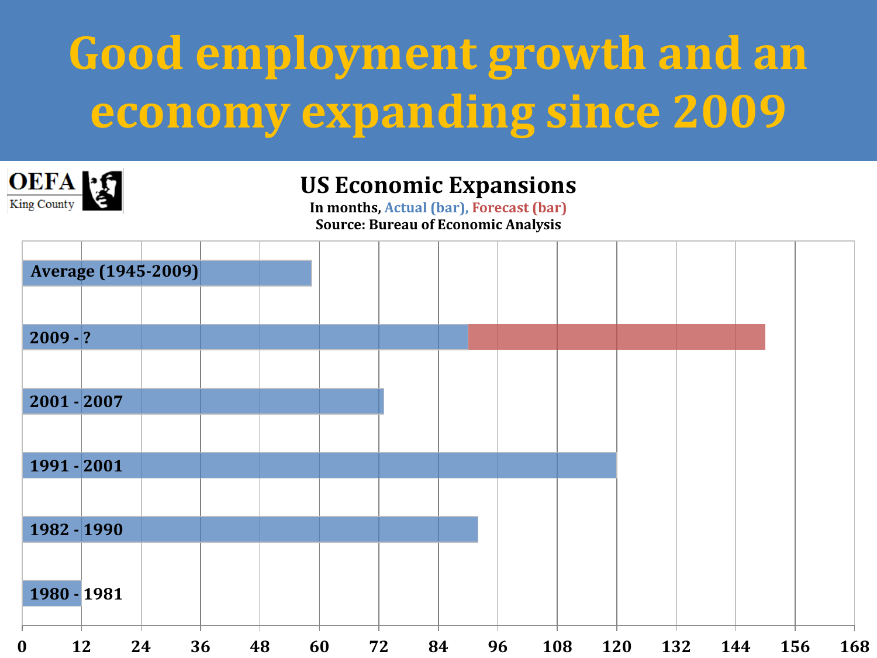# Good employment growth and an economy expanding since 2009

OEFA
King County

## US Economic Expansions

In months, Actual (bar), Forecast (bar)
Source: Bureau of Economic Analysis

Average (1945-2009)
2009 - ?
2001 - 2007
1991 - 2001
1982 - 1990
1980 - 1981

0 12 24 36 48 60 72 84 96 108 120 132 144 156 168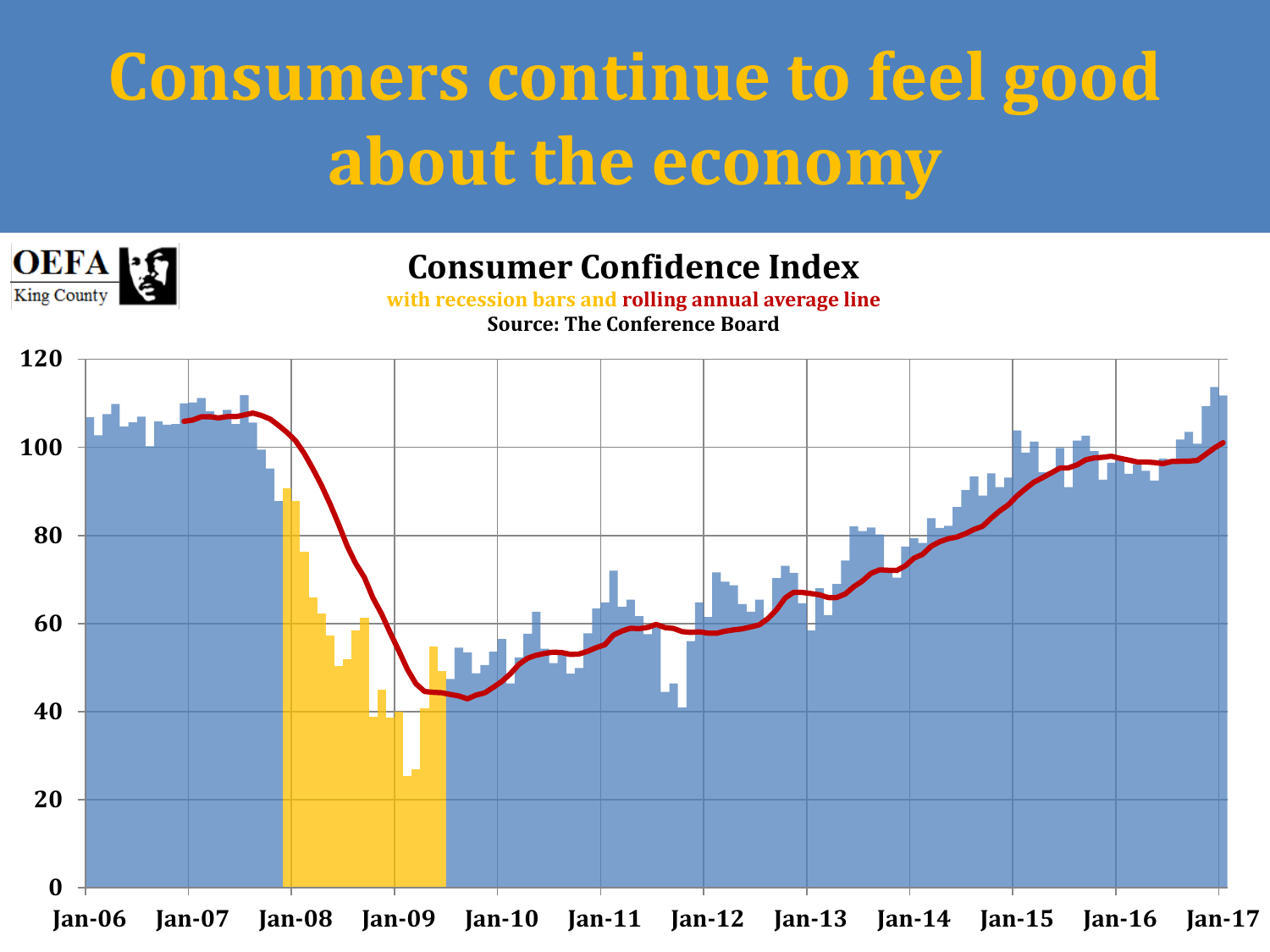# Consumers continue to feel good about the economy

OEFA King County

## Consumer Confidence Index

with recession bars and rolling annual average line

Source: The Conference Board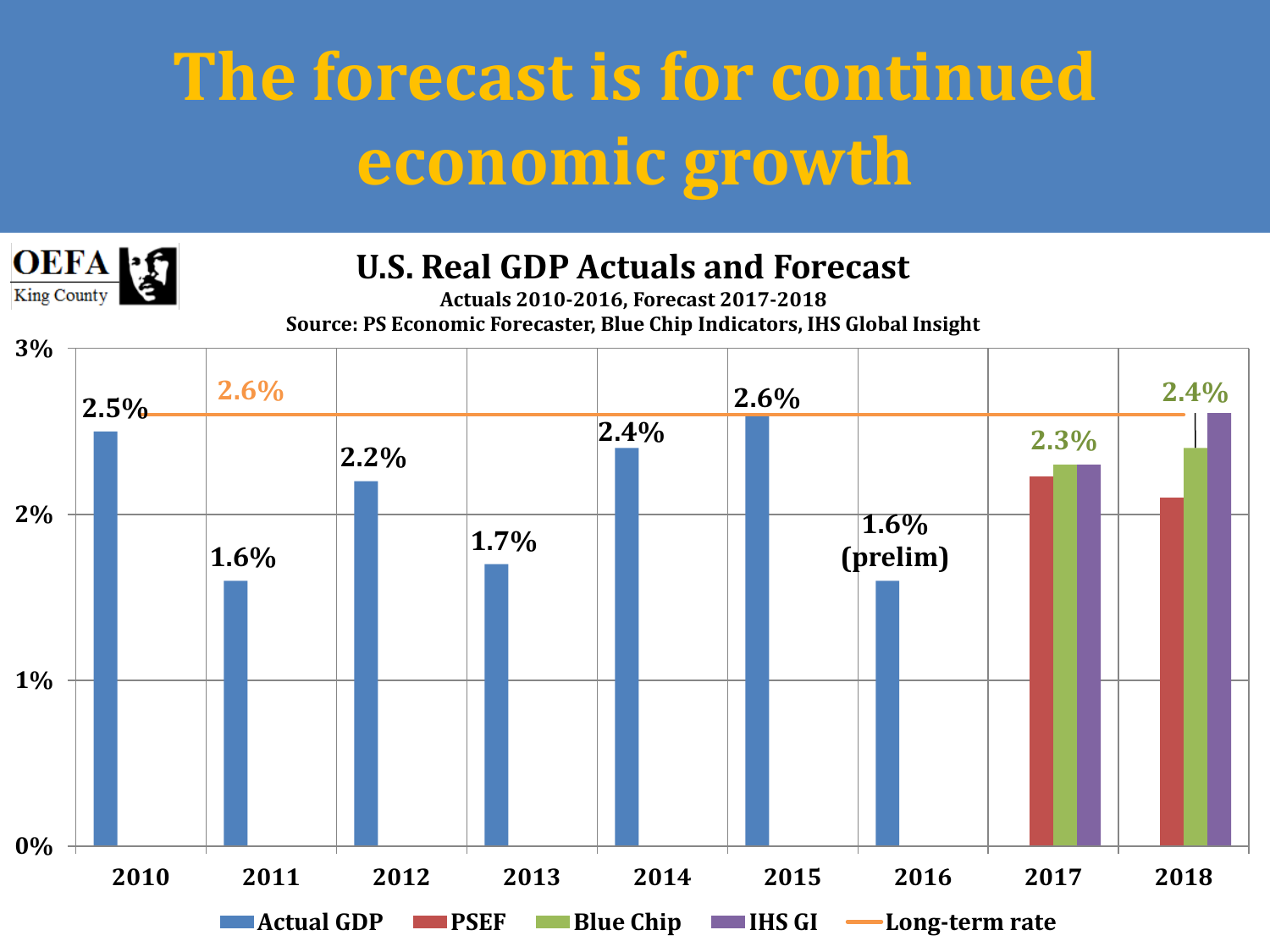# The forecast is for continued economic growth

OEFA King County

## U.S. Real GDP Actuals and Forecast

Actuals 2010-2016, Forecast 2017-2018

Source: PS Economic Forecaster, Blue Chip Indicators, IHS Global Insight

3%
2%
1%
0%

2.5%
2.6%
1.6%
2.2%
1.7%
2.4%
2.6%
1.6% (prelim)
2.3%
2.4%

2010
2011
2012
2013
2014
2015
2016
2017
2018

Actual GDP
PSEF
Blue Chip
IHS GI
Long-term rate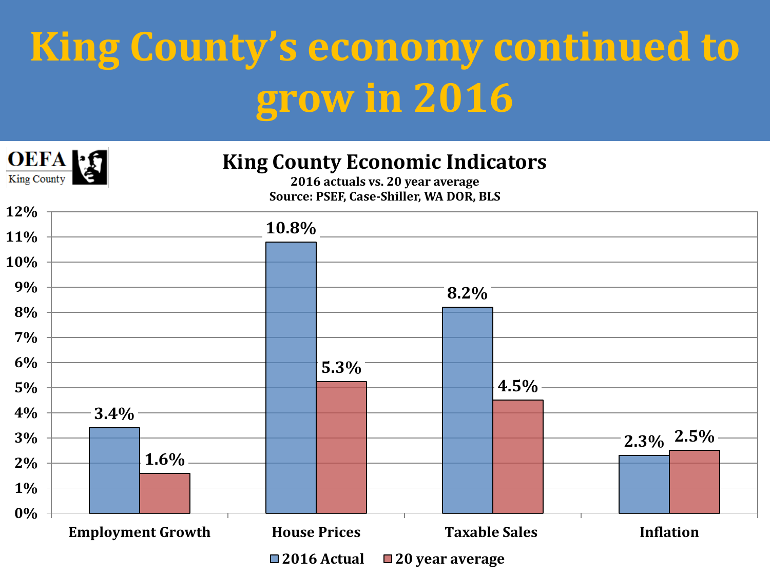# King County's economy continued to grow in 2016

OEFA
King County

King County Economic Indicators

2016 actuals vs. 20 year average

Source: PSEF, Case-Shiller, WA DOR, BLS

12%
11%
10%
9%
8%
7%
6%
5%
4%
3%
2%
1%
0%

3.4%
1.6%
Employment Growth

10.8%
5.3%
House Prices

8.2%
4.5%
Taxable Sales

2.3%
2.5%
Inflation

2016 Actual
20 year average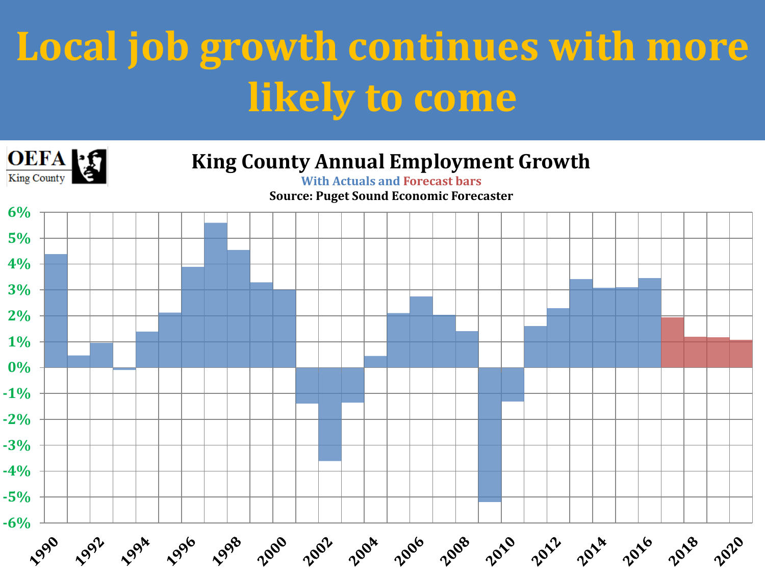# Local job growth continues with more likely to come

OEFA King County

**King County Annual Employment Growth**

With Actuals and Forecast bars

**Source: Puget Sound Economic Forecaster**

6%
5%
4%
3%
2%
1%
0%
-1%
-2%
-3%
-4%
-5%
-6%

1990 1992 1994 1996 1998 2000 2002 2004 2006 2008 2010 2012 2014 2016 2018 2020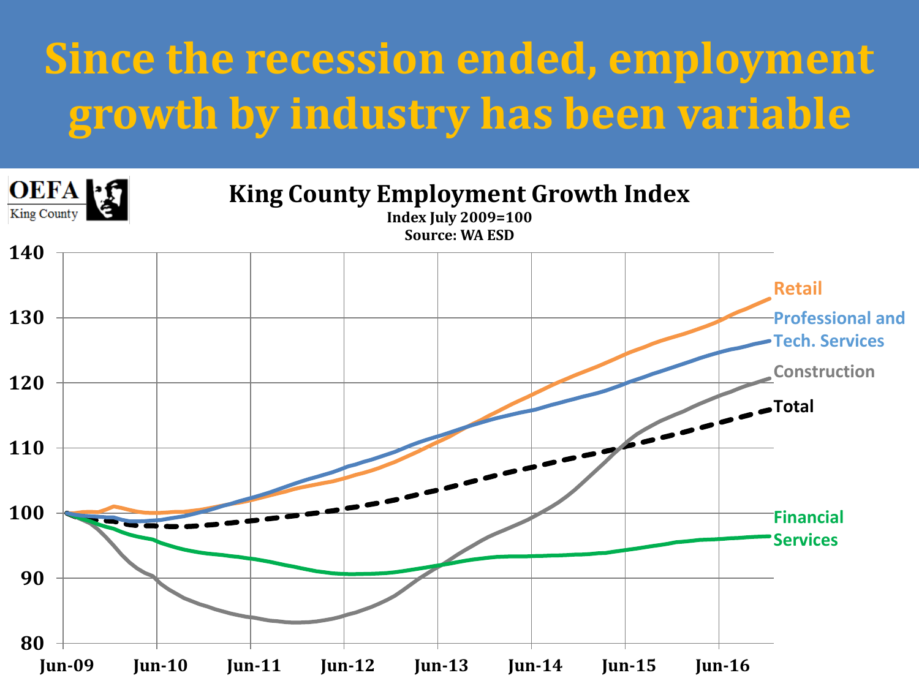# Since the recession ended, employment growth by industry has been variable

OEFA
King County

**King County Employment Growth Index**
**Index July 2009=100**
**Source: WA ESD**

140
130
120
110
100
90
80

Jun-09
Jun-10
Jun-11
Jun-12
Jun-13
Jun-14
Jun-15
Jun-16

Retail
Professional and Tech. Services
Construction
Total
Financial Services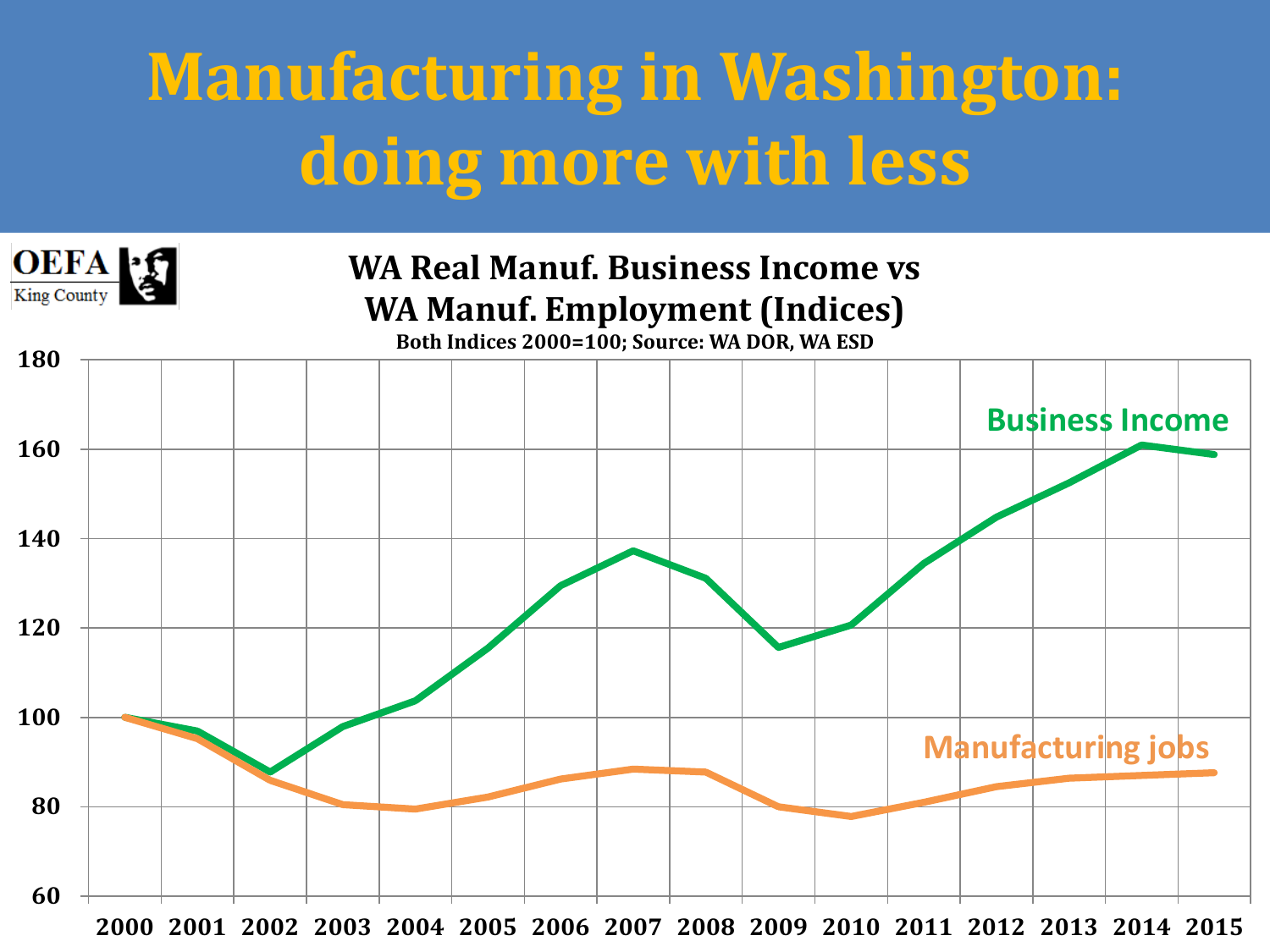# Manufacturing in Washington: doing more with less

OEFA King County

**WA Real Manuf. Business Income vs WA Manuf. Employment (Indices)**

**Both Indices 2000=100; Source: WA DOR, WA ESD**

180
160
140
120
100
80
60

2000 2001 2002 2003 2004 2005 2006 2007 2008 2009 2010 2011 2012 2013 2014 2015

Business Income

Manufacturing jobs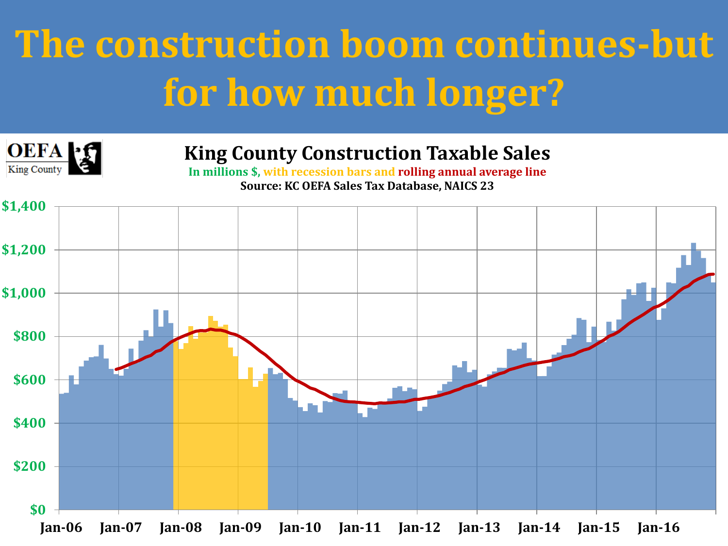# The construction boom continues-but for how much longer?

OEFA King County

**King County Construction Taxable Sales**

In millions $, with recession bars and rolling annual average line

Source: KC OEFA Sales Tax Database, NAICS 23

$1,400 · $1,200 · $1,000 · $800 · $600 · $400 · $200 · $0

Jan-06 · Jan-07 · Jan-08 · Jan-09 · Jan-10 · Jan-11 · Jan-12 · Jan-13 · Jan-14 · Jan-15 · Jan-16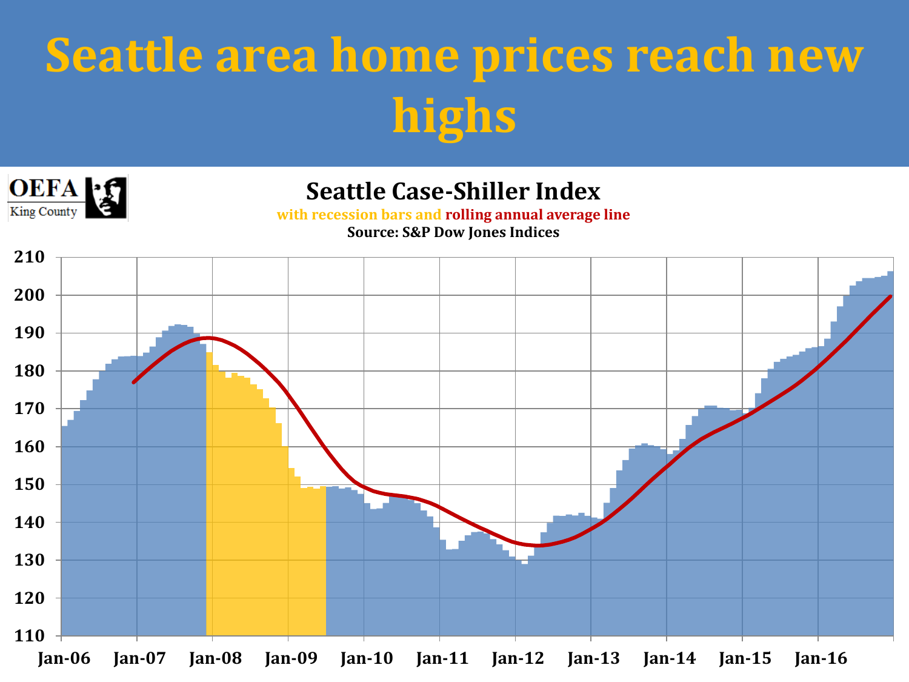# Seattle area home prices reach new highs

OEFA King County

**Seattle Case-Shiller Index**

with recession bars and rolling annual average line

Source: S&P Dow Jones Indices

210
200
190
180
170
160
150
140
130
120
110

Jan-06 Jan-07 Jan-08 Jan-09 Jan-10 Jan-11 Jan-12 Jan-13 Jan-14 Jan-15 Jan-16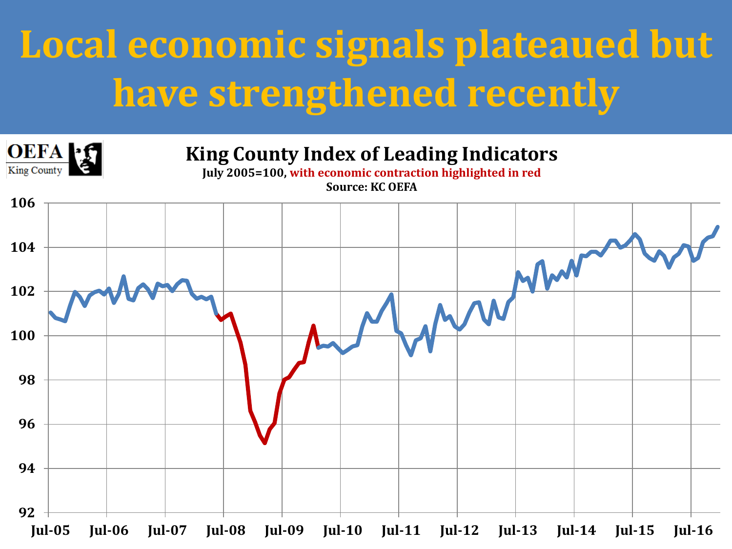# Local economic signals plateaued but have strengthened recently

OEFA
King County

**King County Index of Leading Indicators**

July 2005=100, with economic contraction highlighted in red

Source: KC OEFA

106
104
102
100
98
96
94
92

Jul-05 Jul-06 Jul-07 Jul-08 Jul-09 Jul-10 Jul-11 Jul-12 Jul-13 Jul-14 Jul-15 Jul-16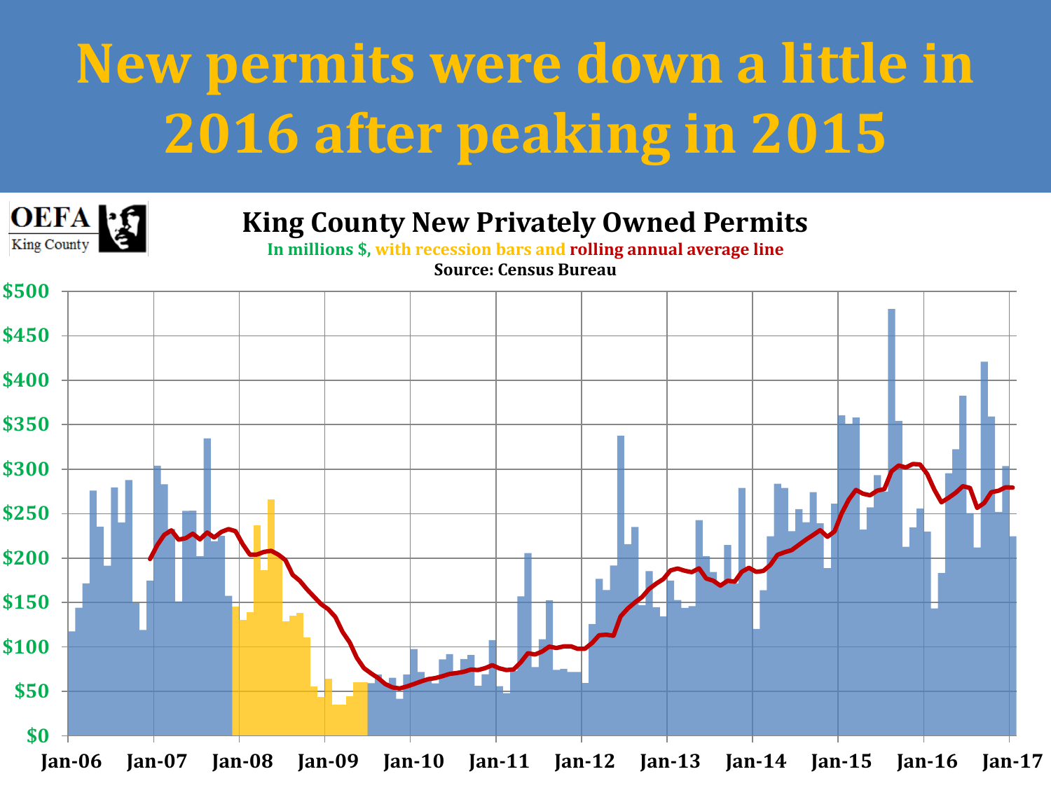# New permits were down a little in 2016 after peaking in 2015

OEFA King County

**King County New Privately Owned Permits**

In millions $, with recession bars and rolling annual average line

Source: Census Bureau

$500
$450
$400
$350
$300
$250
$200
$150
$100
$50
$0

Jan-06
Jan-07
Jan-08
Jan-09
Jan-10
Jan-11
Jan-12
Jan-13
Jan-14
Jan-15
Jan-16
Jan-17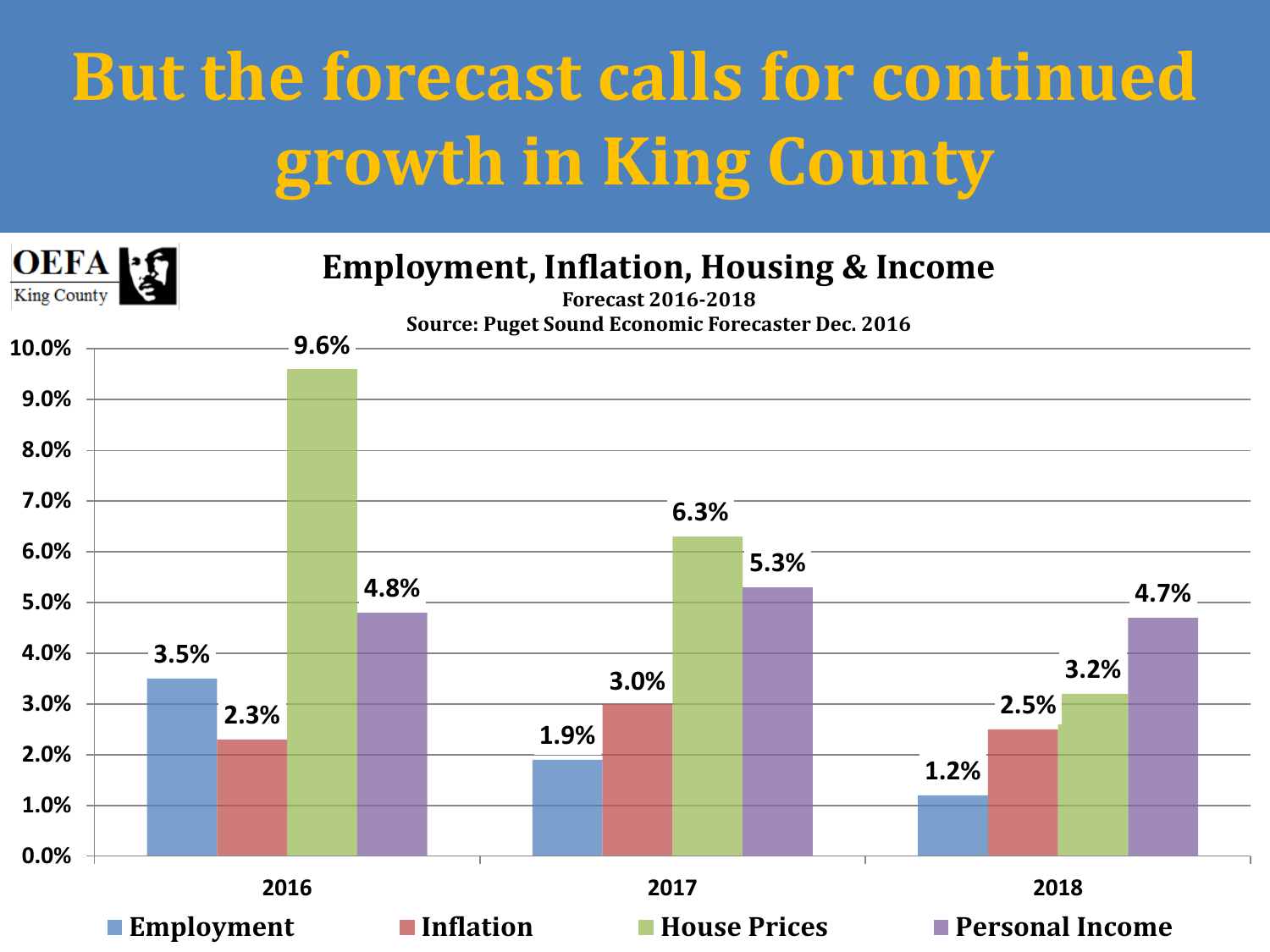# But the forecast calls for continued growth in King County

OEFA King County

**Employment, Inflation, Housing & Income**

Forecast 2016-2018

Source: Puget Sound Economic Forecaster Dec. 2016

10.0%
9.0%
8.0%
7.0%
6.0%
5.0%
4.0%
3.0%
2.0%
1.0%
0.0%

2016: 3.5% 2.3% 9.6% 4.8%

2017: 1.9% 3.0% 6.3% 5.3%

2018: 1.2% 2.5% 3.2% 4.7%

Employment, Inflation, House Prices, Personal Income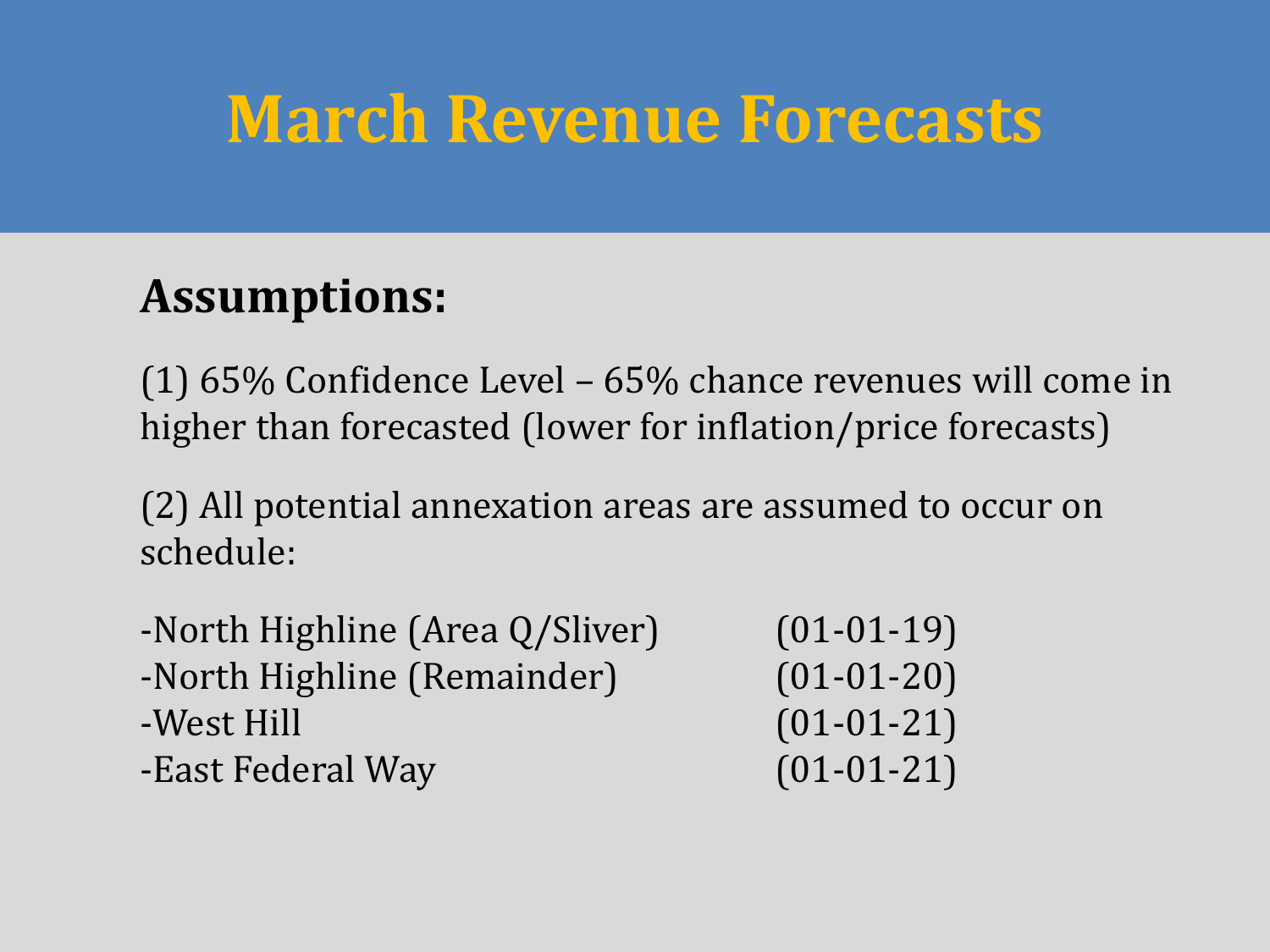# March Revenue Forecasts

## Assumptions:

(1) 65% Confidence Level – 65% chance revenues will come in higher than forecasted (lower for inflation/price forecasts)

(2) All potential annexation areas are assumed to occur on schedule:

| | |
|---|---|
| -North Highline (Area Q/Sliver) | (01-01-19) |
| -North Highline (Remainder) | (01-01-20) |
| -West Hill | (01-01-21) |
| -East Federal Way | (01-01-21) |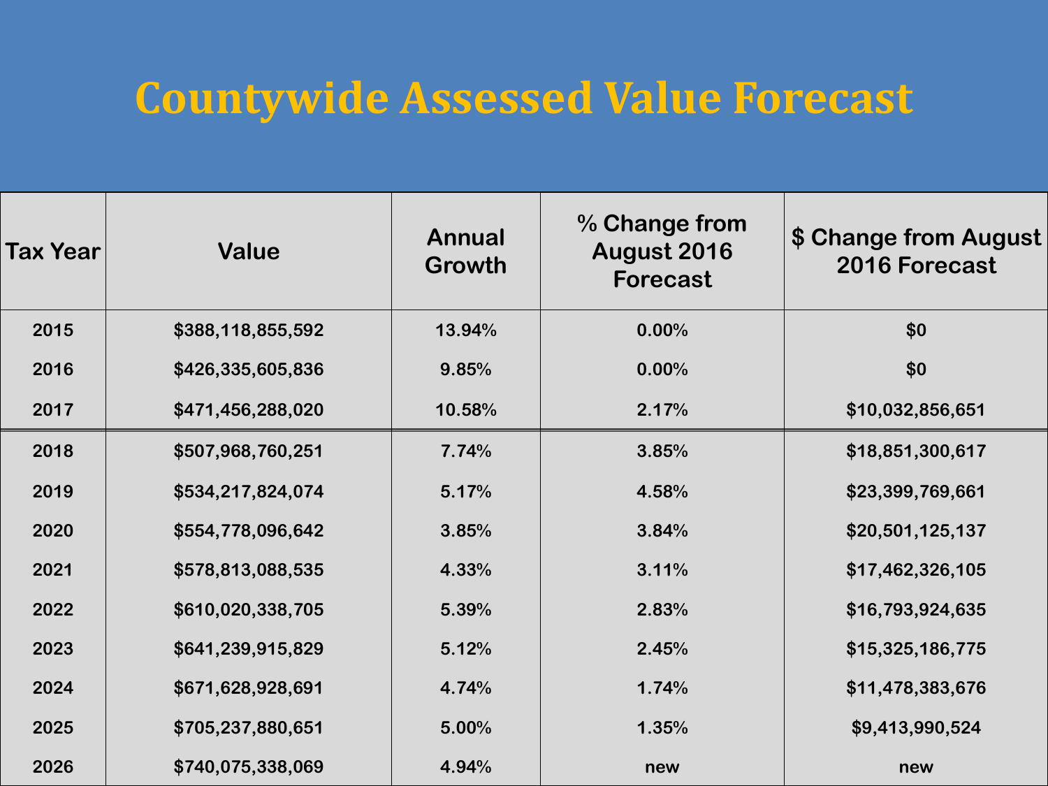# Countywide Assessed Value Forecast

| Tax Year | Value | Annual Growth | % Change from August 2016 Forecast | $ Change from August 2016 Forecast |
|---|---|---|---|---|
| 2015 | $388,118,855,592 | 13.94% | 0.00% | $0 |
| 2016 | $426,335,605,836 | 9.85% | 0.00% | $0 |
| 2017 | $471,456,288,020 | 10.58% | 2.17% | $10,032,856,651 |
| 2018 | $507,968,760,251 | 7.74% | 3.85% | $18,851,300,617 |
| 2019 | $534,217,824,074 | 5.17% | 4.58% | $23,399,769,661 |
| 2020 | $554,778,096,642 | 3.85% | 3.84% | $20,501,125,137 |
| 2021 | $578,813,088,535 | 4.33% | 3.11% | $17,462,326,105 |
| 2022 | $610,020,338,705 | 5.39% | 2.83% | $16,793,924,635 |
| 2023 | $641,239,915,829 | 5.12% | 2.45% | $15,325,186,775 |
| 2024 | $671,628,928,691 | 4.74% | 1.74% | $11,478,383,676 |
| 2025 | $705,237,880,651 | 5.00% | 1.35% | $9,413,990,524 |
| 2026 | $740,075,338,069 | 4.94% | new | new |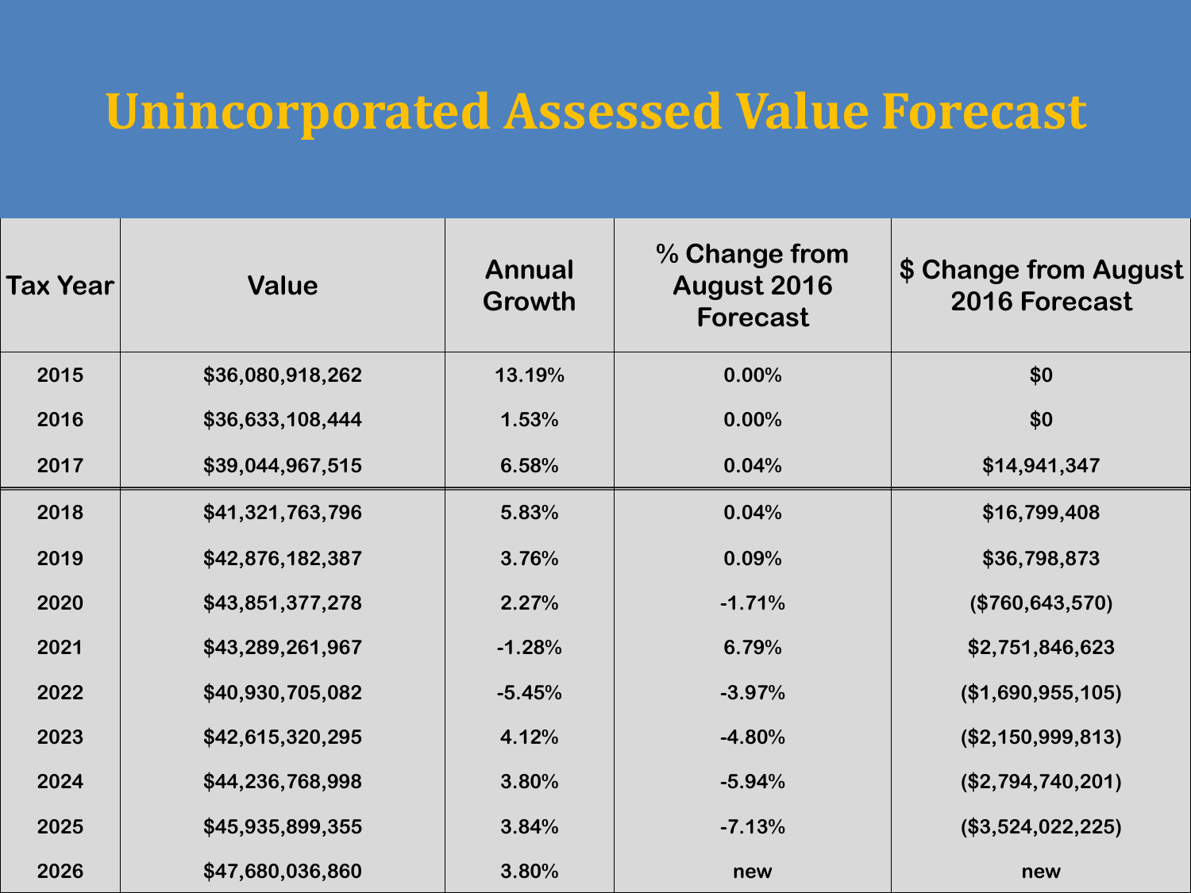# Unincorporated Assessed Value Forecast

| Tax Year | Value | Annual Growth | % Change from August 2016 Forecast | $ Change from August 2016 Forecast |
|---|---|---|---|---|
| 2015 | $36,080,918,262 | 13.19% | 0.00% | $0 |
| 2016 | $36,633,108,444 | 1.53% | 0.00% | $0 |
| 2017 | $39,044,967,515 | 6.58% | 0.04% | $14,941,347 |
| 2018 | $41,321,763,796 | 5.83% | 0.04% | $16,799,408 |
| 2019 | $42,876,182,387 | 3.76% | 0.09% | $36,798,873 |
| 2020 | $43,851,377,278 | 2.27% | -1.71% | ($760,643,570) |
| 2021 | $43,289,261,967 | -1.28% | 6.79% | $2,751,846,623 |
| 2022 | $40,930,705,082 | -5.45% | -3.97% | ($1,690,955,105) |
| 2023 | $42,615,320,295 | 4.12% | -4.80% | ($2,150,999,813) |
| 2024 | $44,236,768,998 | 3.80% | -5.94% | ($2,794,740,201) |
| 2025 | $45,935,899,355 | 3.84% | -7.13% | ($3,524,022,225) |
| 2026 | $47,680,036,860 | 3.80% | new | new |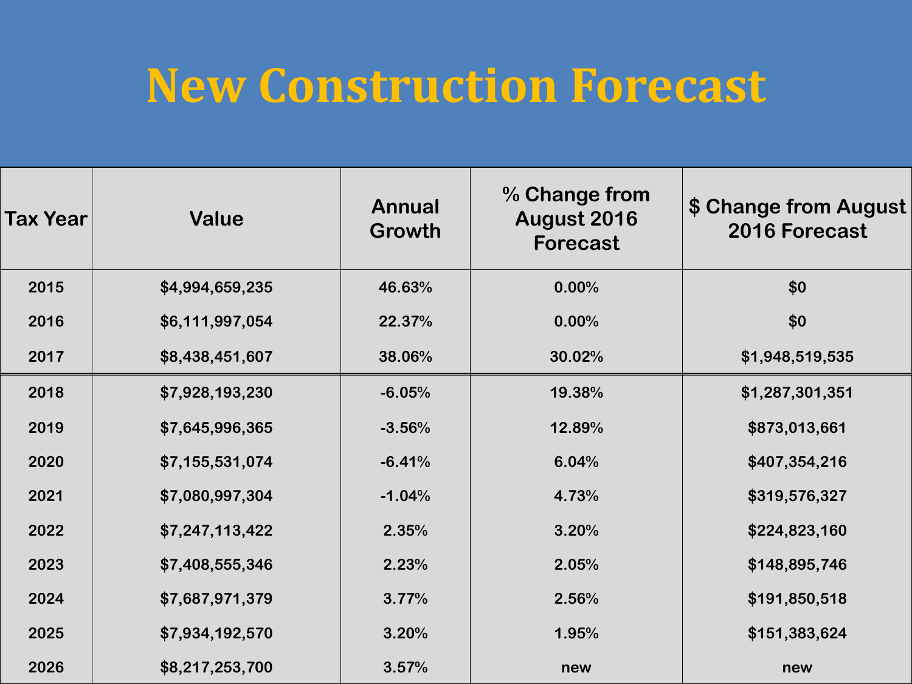# New Construction Forecast

| Tax Year | Value | Annual Growth | % Change from August 2016 Forecast | $ Change from August 2016 Forecast |
|---|---|---|---|---|
| 2015 | $4,994,659,235 | 46.63% | 0.00% | $0 |
| 2016 | $6,111,997,054 | 22.37% | 0.00% | $0 |
| 2017 | $8,438,451,607 | 38.06% | 30.02% | $1,948,519,535 |
| 2018 | $7,928,193,230 | -6.05% | 19.38% | $1,287,301,351 |
| 2019 | $7,645,996,365 | -3.56% | 12.89% | $873,013,661 |
| 2020 | $7,155,531,074 | -6.41% | 6.04% | $407,354,216 |
| 2021 | $7,080,997,304 | -1.04% | 4.73% | $319,576,327 |
| 2022 | $7,247,113,422 | 2.35% | 3.20% | $224,823,160 |
| 2023 | $7,408,555,346 | 2.23% | 2.05% | $148,895,746 |
| 2024 | $7,687,971,379 | 3.77% | 2.56% | $191,850,518 |
| 2025 | $7,934,192,570 | 3.20% | 1.95% | $151,383,624 |
| 2026 | $8,217,253,700 | 3.57% | new | new |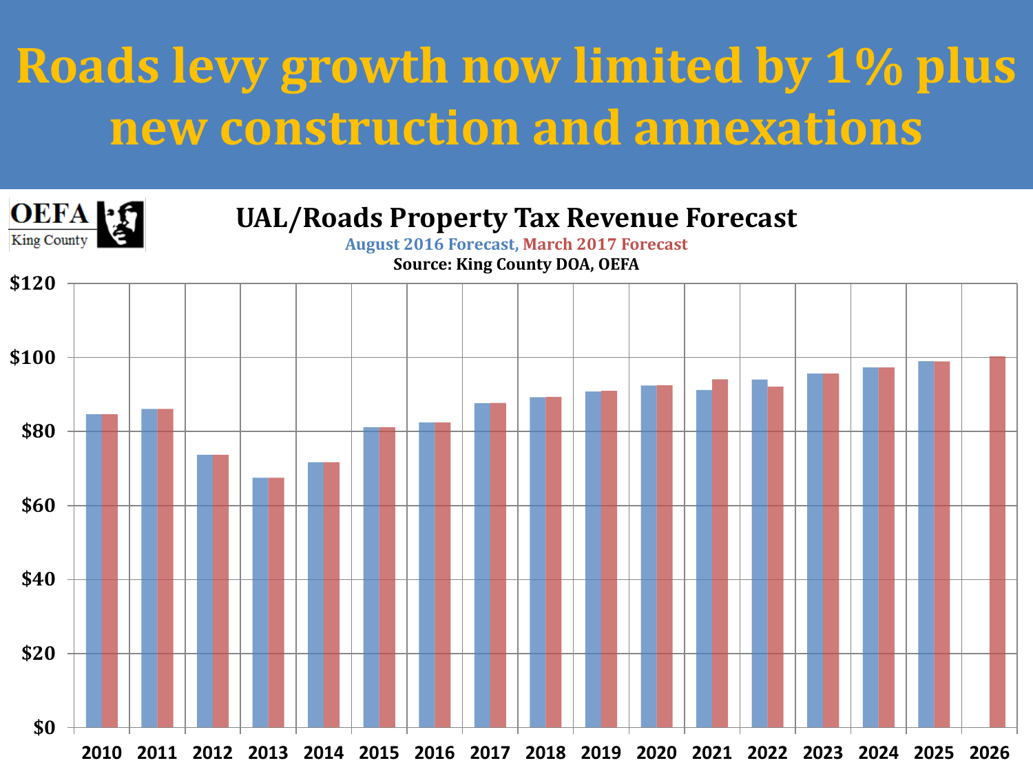# Roads levy growth now limited by 1% plus new construction and annexations

OEFA
King County

## UAL/Roads Property Tax Revenue Forecast

August 2016 Forecast, March 2017 Forecast

Source: King County DOA, OEFA

$120
$100
$80
$60
$40
$20
$0

2010 2011 2012 2013 2014 2015 2016 2017 2018 2019 2020 2021 2022 2023 2024 2025 2026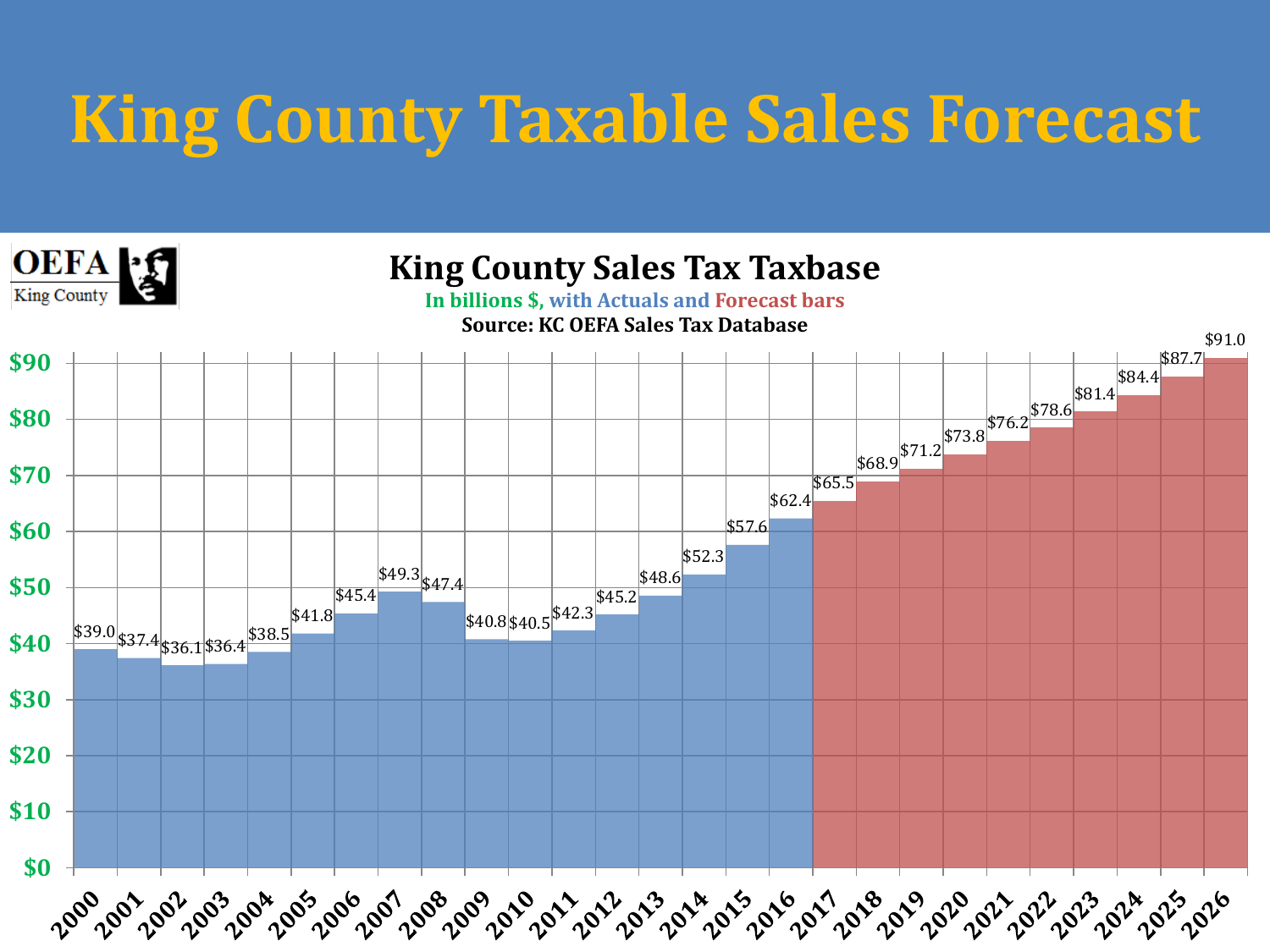# King County Taxable Sales Forecast

OEFA
King County

## King County Sales Tax Taxbase

In billions $, with Actuals and Forecast bars

Source: KC OEFA Sales Tax Database

$0
$10
$20
$30
$40
$50
$60
$70
$80
$90

$39.0
$37.4
$36.1
$36.4
$38.5
$41.8
$45.4
$49.3
$47.4
$40.8
$40.5
$42.3
$45.2
$48.6
$52.3
$57.6
$62.4
$65.5
$68.9
$71.2
$73.8
$76.2
$78.6
$81.4
$84.4
$87.7
$91.0

2000
2001
2002
2003
2004
2005
2006
2007
2008
2009
2010
2011
2012
2013
2014
2015
2016
2017
2018
2019
2020
2021
2022
2023
2024
2025
2026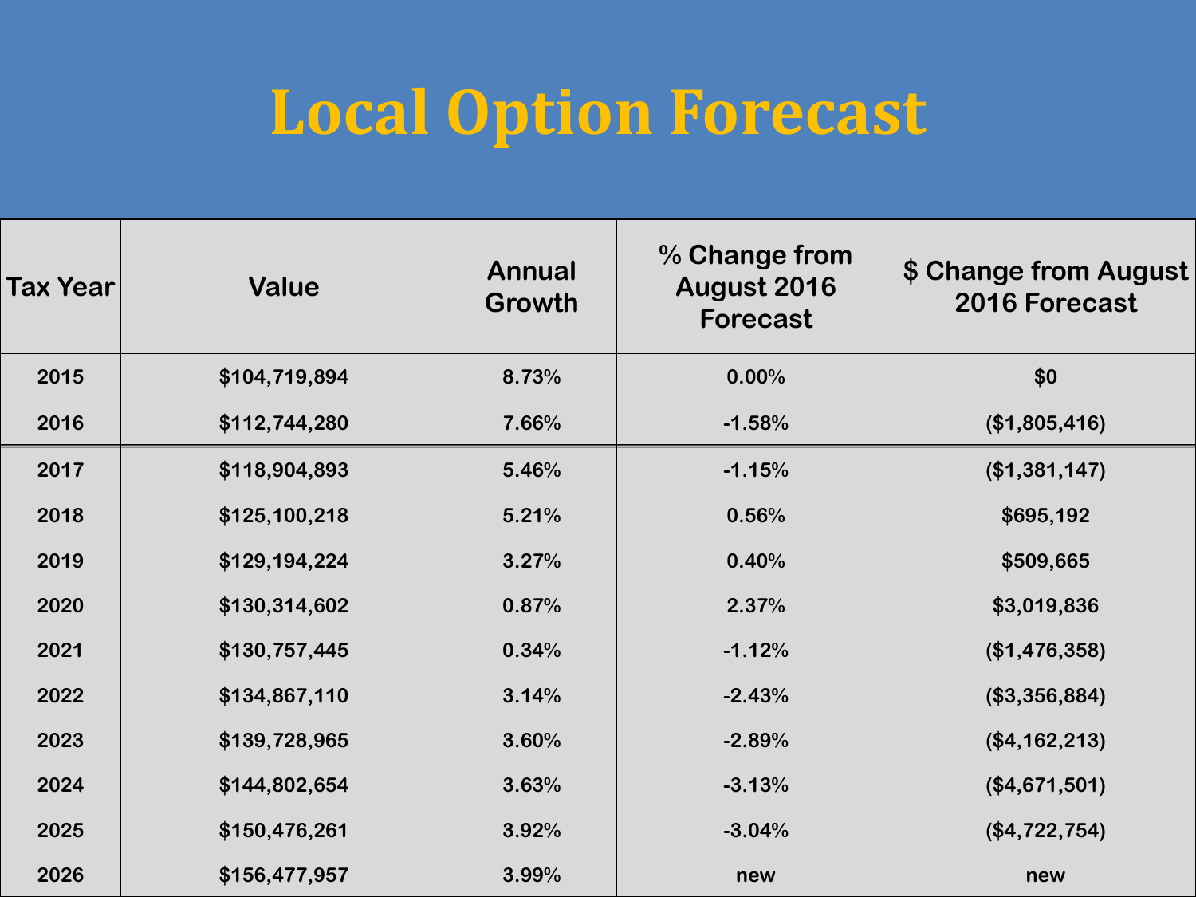# Local Option Forecast

| Tax Year | Value | Annual Growth | % Change from August 2016 Forecast | $ Change from August 2016 Forecast |
|---|---|---|---|---|
| 2015 | $104,719,894 | 8.73% | 0.00% | $0 |
| 2016 | $112,744,280 | 7.66% | -1.58% | ($1,805,416) |
| 2017 | $118,904,893 | 5.46% | -1.15% | ($1,381,147) |
| 2018 | $125,100,218 | 5.21% | 0.56% | $695,192 |
| 2019 | $129,194,224 | 3.27% | 0.40% | $509,665 |
| 2020 | $130,314,602 | 0.87% | 2.37% | $3,019,836 |
| 2021 | $130,757,445 | 0.34% | -1.12% | ($1,476,358) |
| 2022 | $134,867,110 | 3.14% | -2.43% | ($3,356,884) |
| 2023 | $139,728,965 | 3.60% | -2.89% | ($4,162,213) |
| 2024 | $144,802,654 | 3.63% | -3.13% | ($4,671,501) |
| 2025 | $150,476,261 | 3.92% | -3.04% | ($4,722,754) |
| 2026 | $156,477,957 | 3.99% | new | new |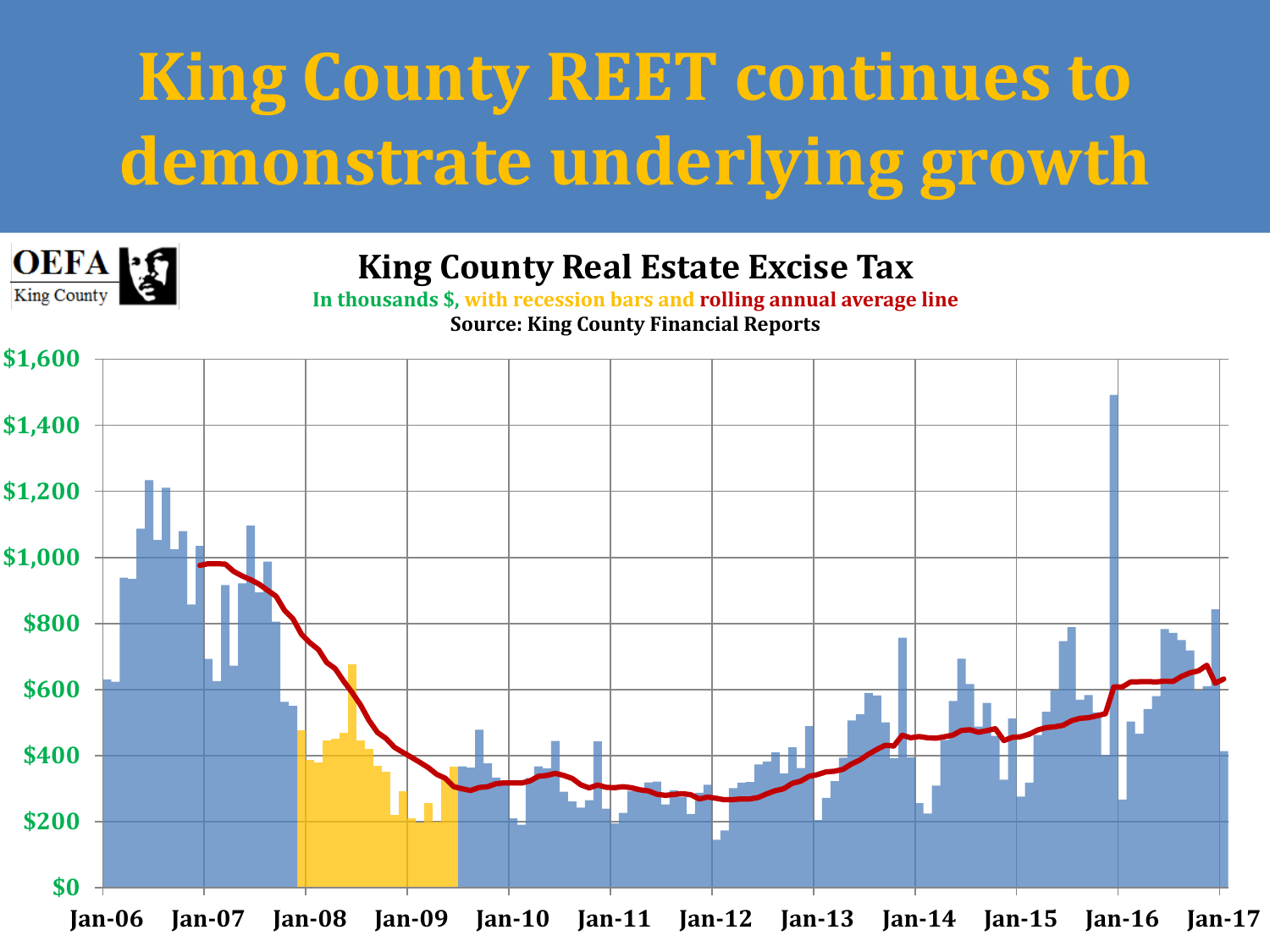# King County REET continues to demonstrate underlying growth

OEFA
King County

## King County Real Estate Excise Tax

In thousands $, with recession bars and rolling annual average line

Source: King County Financial Reports

$1,600
$1,400
$1,200
$1,000
$800
$600
$400
$200
$0

Jan-06
Jan-07
Jan-08
Jan-09
Jan-10
Jan-11
Jan-12
Jan-13
Jan-14
Jan-15
Jan-16
Jan-17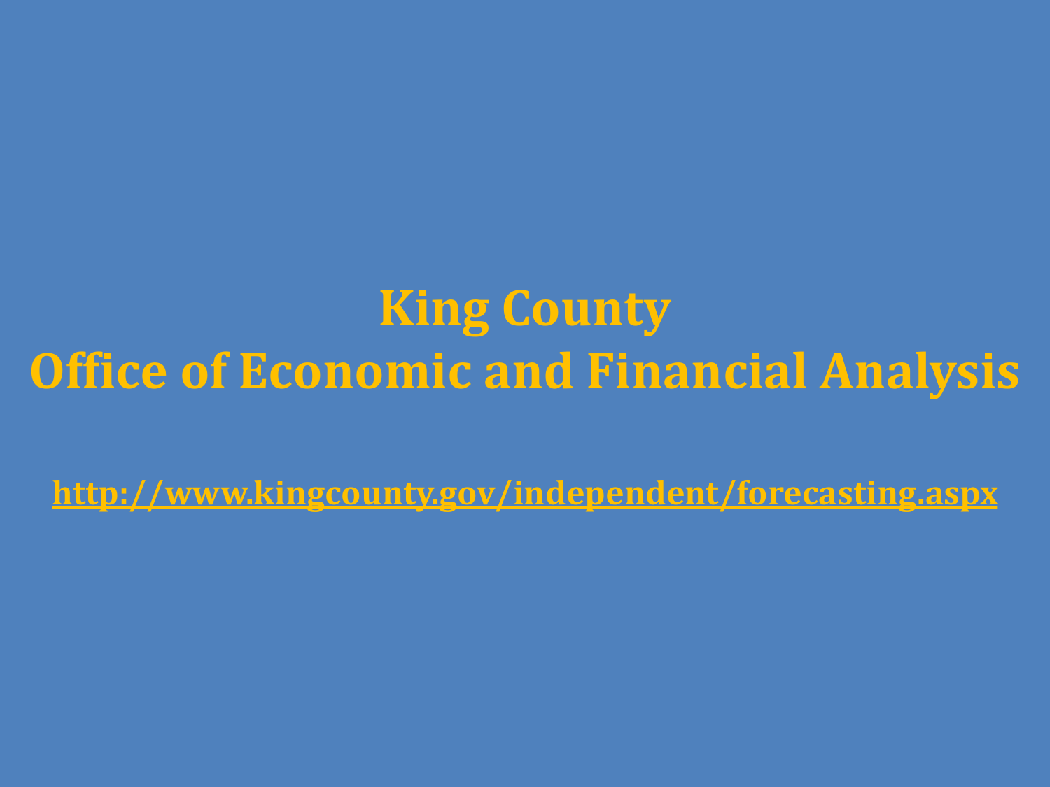# King County
# Office of Economic and Financial Analysis

http://www.kingcounty.gov/independent/forecasting.aspx